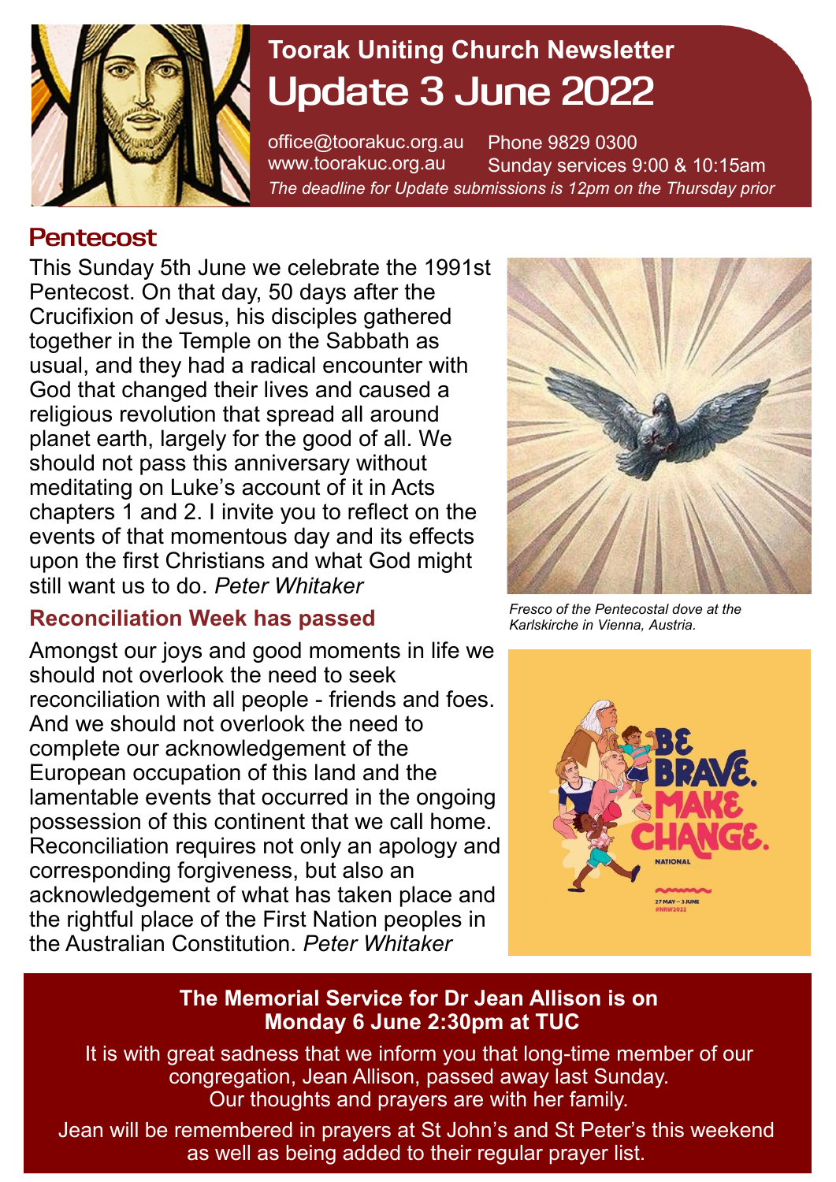# Toorak Uniting Church Newsletter

## Update 3 June 2022

office@toorakuc.org.au Phone 9829 0300
www.toorakuc.org.au Sunday services 9:00 & 10:15am

*The deadline for Update submissions is 12pm on the Thursday prior*

## Pentecost

This Sunday 5th June we celebrate the 1991st Pentecost. On that day, 50 days after the Crucifixion of Jesus, his disciples gathered together in the Temple on the Sabbath as usual, and they had a radical encounter with God that changed their lives and caused a religious revolution that spread all around planet earth, largely for the good of all. We should not pass this anniversary without meditating on Luke's account of it in Acts chapters 1 and 2. I invite you to reflect on the events of that momentous day and its effects upon the first Christians and what God might still want us to do. *Peter Whitaker*

*Fresco of the Pentecostal dove at the Karlskirche in Vienna, Austria.*

### Reconciliation Week has passed

Amongst our joys and good moments in life we should not overlook the need to seek reconciliation with all people - friends and foes. And we should not overlook the need to complete our acknowledgement of the European occupation of this land and the lamentable events that occurred in the ongoing possession of this continent that we call home. Reconciliation requires not only an apology and corresponding forgiveness, but also an acknowledgement of what has taken place and the rightful place of the First Nation peoples in the Australian Constitution. *Peter Whitaker*

**The Memorial Service for Dr Jean Allison is on Monday 6 June 2:30pm at TUC**

It is with great sadness that we inform you that long-time member of our congregation, Jean Allison, passed away last Sunday. Our thoughts and prayers are with her family.

Jean will be remembered in prayers at St John's and St Peter's this weekend as well as being added to their regular prayer list.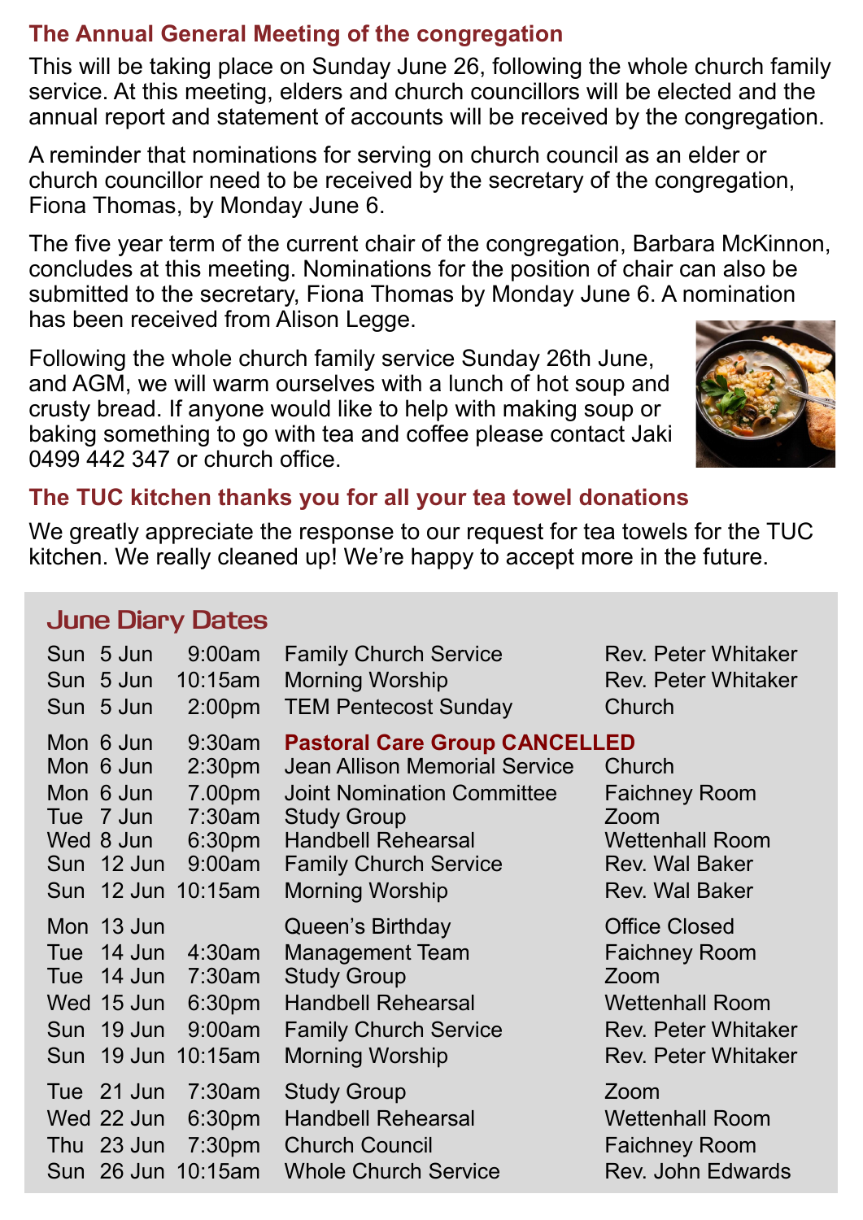## The Annual General Meeting of the congregation

This will be taking place on Sunday June 26, following the whole church family service. At this meeting, elders and church councillors will be elected and the annual report and statement of accounts will be received by the congregation.

A reminder that nominations for serving on church council as an elder or church councillor need to be received by the secretary of the congregation, Fiona Thomas, by Monday June 6.

The five year term of the current chair of the congregation, Barbara McKinnon, concludes at this meeting. Nominations for the position of chair can also be submitted to the secretary, Fiona Thomas by Monday June 6. A nomination has been received from Alison Legge.

Following the whole church family service Sunday 26th June, and AGM, we will warm ourselves with a lunch of hot soup and crusty bread. If anyone would like to help with making soup or baking something to go with tea and coffee please contact Jaki 0499 442 347 or church office.

## The TUC kitchen thanks you for all your tea towel donations

We greatly appreciate the response to our request for tea towels for the TUC kitchen. We really cleaned up! We're happy to accept more in the future.

## June Diary Dates

| | | | | |
|---|---|---|---|---|
| Sun | 5 Jun | 9:00am | Family Church Service | Rev. Peter Whitaker |
| Sun | 5 Jun | 10:15am | Morning Worship | Rev. Peter Whitaker |
| Sun | 5 Jun | 2:00pm | TEM Pentecost Sunday | Church |
| Mon | 6 Jun | 9:30am | **Pastoral Care Group CANCELLED** | |
| Mon | 6 Jun | 2:30pm | Jean Allison Memorial Service | Church |
| Mon | 6 Jun | 7.00pm | Joint Nomination Committee | Faichney Room |
| Tue | 7 Jun | 7:30am | Study Group | Zoom |
| Wed | 8 Jun | 6:30pm | Handbell Rehearsal | Wettenhall Room |
| Sun | 12 Jun | 9:00am | Family Church Service | Rev. Wal Baker |
| Sun | 12 Jun | 10:15am | Morning Worship | Rev. Wal Baker |
| Mon | 13 Jun | | Queen's Birthday | Office Closed |
| Tue | 14 Jun | 4:30am | Management Team | Faichney Room |
| Tue | 14 Jun | 7:30am | Study Group | Zoom |
| Wed | 15 Jun | 6:30pm | Handbell Rehearsal | Wettenhall Room |
| Sun | 19 Jun | 9:00am | Family Church Service | Rev. Peter Whitaker |
| Sun | 19 Jun | 10:15am | Morning Worship | Rev. Peter Whitaker |
| Tue | 21 Jun | 7:30am | Study Group | Zoom |
| Wed | 22 Jun | 6:30pm | Handbell Rehearsal | Wettenhall Room |
| Thu | 23 Jun | 7:30pm | Church Council | Faichney Room |
| Sun | 26 Jun | 10:15am | Whole Church Service | Rev. John Edwards |